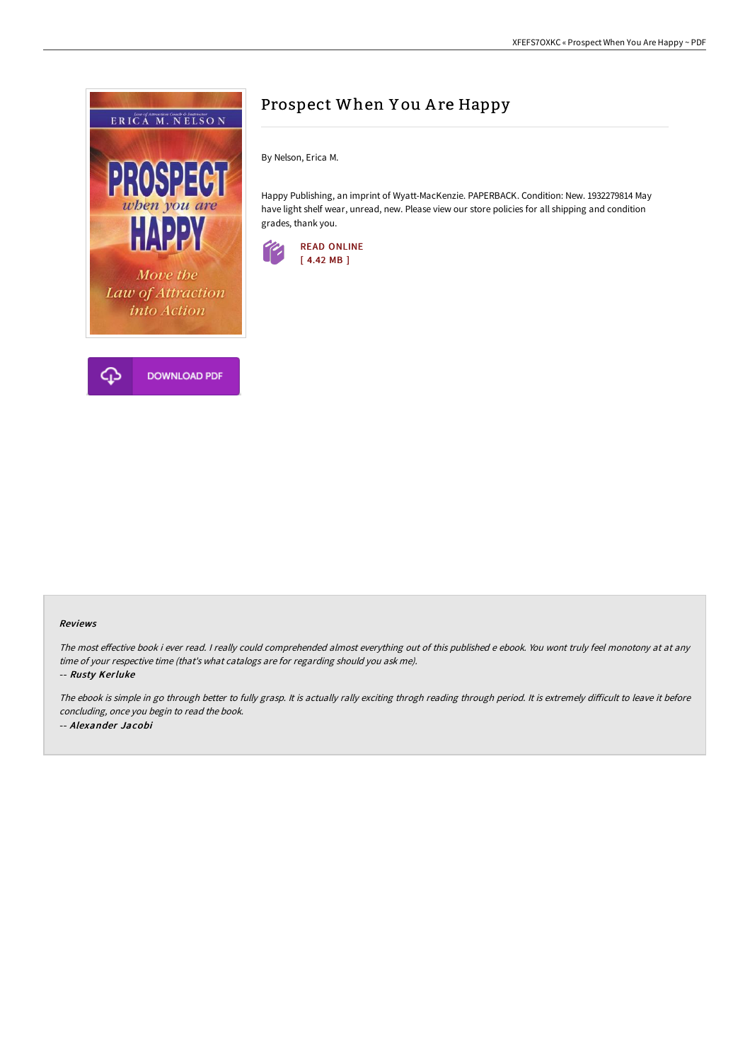# Prospect When You Are Happy

By Nelson, Erica M.

Happy Publishing, an imprint of Wyatt-MacKenzie. PAPERBACK. Condition: New. 1932279814 May have light shelf wear, unread, new. Please view our store policies for all shipping and condition grades, thank you.

READ ONLINE
[ 4.42 MB ]

DOWNLOAD PDF

### Reviews

*The most effective book i ever read. I really could comprehended almost everything out of this published e ebook. You wont truly feel monotony at at any time of your respective time (that's what catalogs are for regarding should you ask me).*

*-- Rusty Kerluke*

*The ebook is simple in go through better to fully grasp. It is actually rally exciting throgh reading through period. It is extremely difficult to leave it before concluding, once you begin to read the book.*

*-- Alexander Jacobi*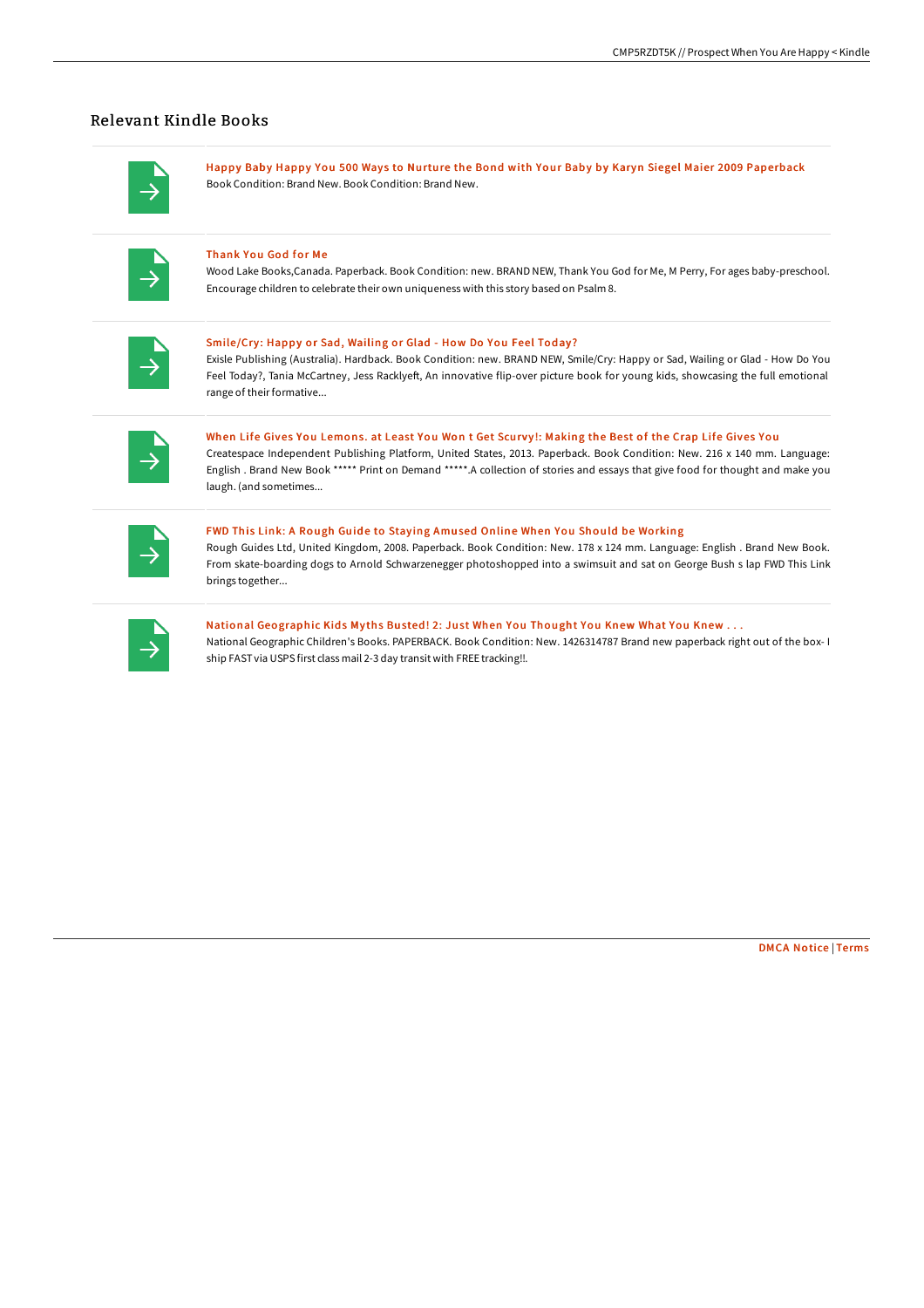## Relevant Kindle Books

### Happy Baby Happy You 500 Ways to Nurture the Bond with Your Baby by Karyn Siegel Maier 2009 Paperback

Book Condition: Brand New. Book Condition: Brand New.

### Thank You God for Me

Wood Lake Books,Canada. Paperback. Book Condition: new. BRAND NEW, Thank You God for Me, M Perry, For ages baby-preschool. Encourage children to celebrate their own uniqueness with this story based on Psalm 8.

### Smile/Cry: Happy or Sad, Wailing or Glad - How Do You Feel Today?

Exisle Publishing (Australia). Hardback. Book Condition: new. BRAND NEW, Smile/Cry: Happy or Sad, Wailing or Glad - How Do You Feel Today?, Tania McCartney, Jess Racklyeft, An innovative flip-over picture book for young kids, showcasing the full emotional range of their formative...

### When Life Gives You Lemons. at Least You Won t Get Scurvy!: Making the Best of the Crap Life Gives You

Createspace Independent Publishing Platform, United States, 2013. Paperback. Book Condition: New. 216 x 140 mm. Language: English . Brand New Book ***** Print on Demand *****.A collection of stories and essays that give food for thought and make you laugh. (and sometimes...

### FWD This Link: A Rough Guide to Staying Amused Online When You Should be Working

Rough Guides Ltd, United Kingdom, 2008. Paperback. Book Condition: New. 178 x 124 mm. Language: English . Brand New Book. From skate-boarding dogs to Arnold Schwarzenegger photoshopped into a swimsuit and sat on George Bush s lap FWD This Link brings together...

### National Geographic Kids Myths Busted! 2: Just When You Thought You Knew What You Knew . . .

National Geographic Children's Books. PAPERBACK. Book Condition: New. 1426314787 Brand new paperback right out of the box- I ship FAST via USPS first class mail 2-3 day transit with FREE tracking!!.

DMCA Notice | Terms